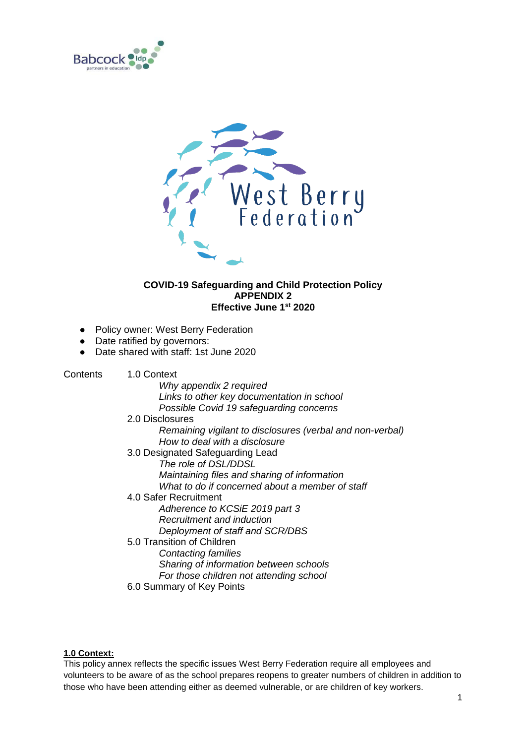**COVID-19 Safeguarding and Child Protection Policy**
**APPENDIX 2**
**Effective June 1st 2020**

- Policy owner: West Berry Federation
- Date ratified by governors:
- Date shared with staff: 1st June 2020

Contents

- 1.0 Context
  - *Why appendix 2 required*
  - *Links to other key documentation in school*
  - *Possible Covid 19 safeguarding concerns*
- 2.0 Disclosures
  - *Remaining vigilant to disclosures (verbal and non-verbal)*
  - *How to deal with a disclosure*
- 3.0 Designated Safeguarding Lead
  - *The role of DSL/DDSL*
  - *Maintaining files and sharing of information*
  - *What to do if concerned about a member of staff*
- 4.0 Safer Recruitment
  - *Adherence to KCSiE 2019 part 3*
  - *Recruitment and induction*
  - *Deployment of staff and SCR/DBS*
- 5.0 Transition of Children
  - *Contacting families*
  - *Sharing of information between schools*
  - *For those children not attending school*
- 6.0 Summary of Key Points

**1.0 Context:**

This policy annex reflects the specific issues West Berry Federation require all employees and volunteers to be aware of as the school prepares reopens to greater numbers of children in addition to those who have been attending either as deemed vulnerable, or are children of key workers.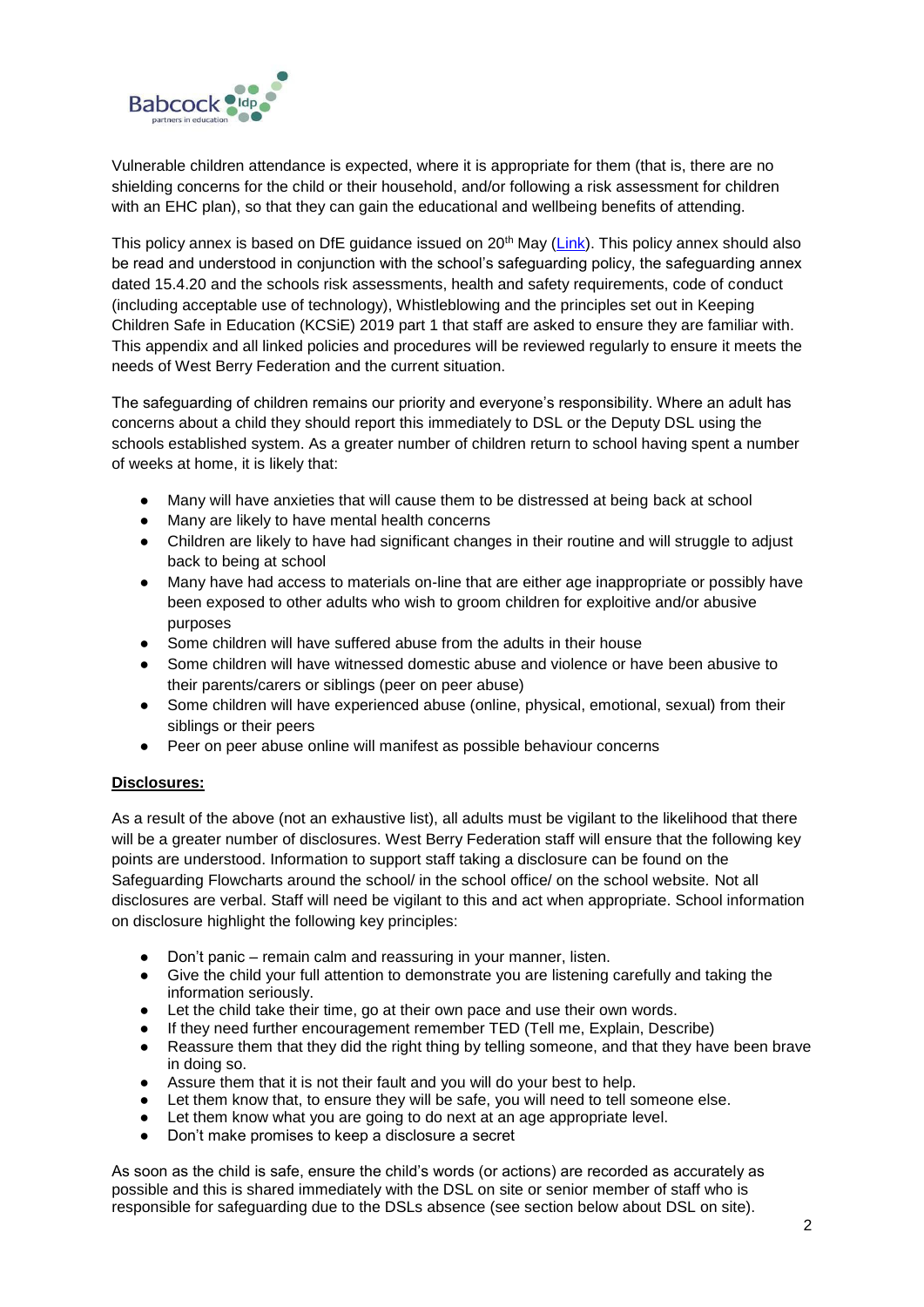Vulnerable children attendance is expected, where it is appropriate for them (that is, there are no shielding concerns for the child or their household, and/or following a risk assessment for children with an EHC plan), so that they can gain the educational and wellbeing benefits of attending.

This policy annex is based on DfE guidance issued on 20th May (Link). This policy annex should also be read and understood in conjunction with the school's safeguarding policy, the safeguarding annex dated 15.4.20 and the schools risk assessments, health and safety requirements, code of conduct (including acceptable use of technology), Whistleblowing and the principles set out in Keeping Children Safe in Education (KCSiE) 2019 part 1 that staff are asked to ensure they are familiar with. This appendix and all linked policies and procedures will be reviewed regularly to ensure it meets the needs of West Berry Federation and the current situation.

The safeguarding of children remains our priority and everyone's responsibility. Where an adult has concerns about a child they should report this immediately to DSL or the Deputy DSL using the schools established system. As a greater number of children return to school having spent a number of weeks at home, it is likely that:

- Many will have anxieties that will cause them to be distressed at being back at school
- Many are likely to have mental health concerns
- Children are likely to have had significant changes in their routine and will struggle to adjust back to being at school
- Many have had access to materials on-line that are either age inappropriate or possibly have been exposed to other adults who wish to groom children for exploitive and/or abusive purposes
- Some children will have suffered abuse from the adults in their house
- Some children will have witnessed domestic abuse and violence or have been abusive to their parents/carers or siblings (peer on peer abuse)
- Some children will have experienced abuse (online, physical, emotional, sexual) from their siblings or their peers
- Peer on peer abuse online will manifest as possible behaviour concerns

**Disclosures:**

As a result of the above (not an exhaustive list), all adults must be vigilant to the likelihood that there will be a greater number of disclosures. West Berry Federation staff will ensure that the following key points are understood. Information to support staff taking a disclosure can be found on the Safeguarding Flowcharts around the school/ in the school office/ on the school website. Not all disclosures are verbal. Staff will need be vigilant to this and act when appropriate. School information on disclosure highlight the following key principles:

- Don't panic – remain calm and reassuring in your manner, listen.
- Give the child your full attention to demonstrate you are listening carefully and taking the information seriously.
- Let the child take their time, go at their own pace and use their own words.
- If they need further encouragement remember TED (Tell me, Explain, Describe)
- Reassure them that they did the right thing by telling someone, and that they have been brave in doing so.
- Assure them that it is not their fault and you will do your best to help.
- Let them know that, to ensure they will be safe, you will need to tell someone else.
- Let them know what you are going to do next at an age appropriate level.
- Don't make promises to keep a disclosure a secret

As soon as the child is safe, ensure the child's words (or actions) are recorded as accurately as possible and this is shared immediately with the DSL on site or senior member of staff who is responsible for safeguarding due to the DSLs absence (see section below about DSL on site).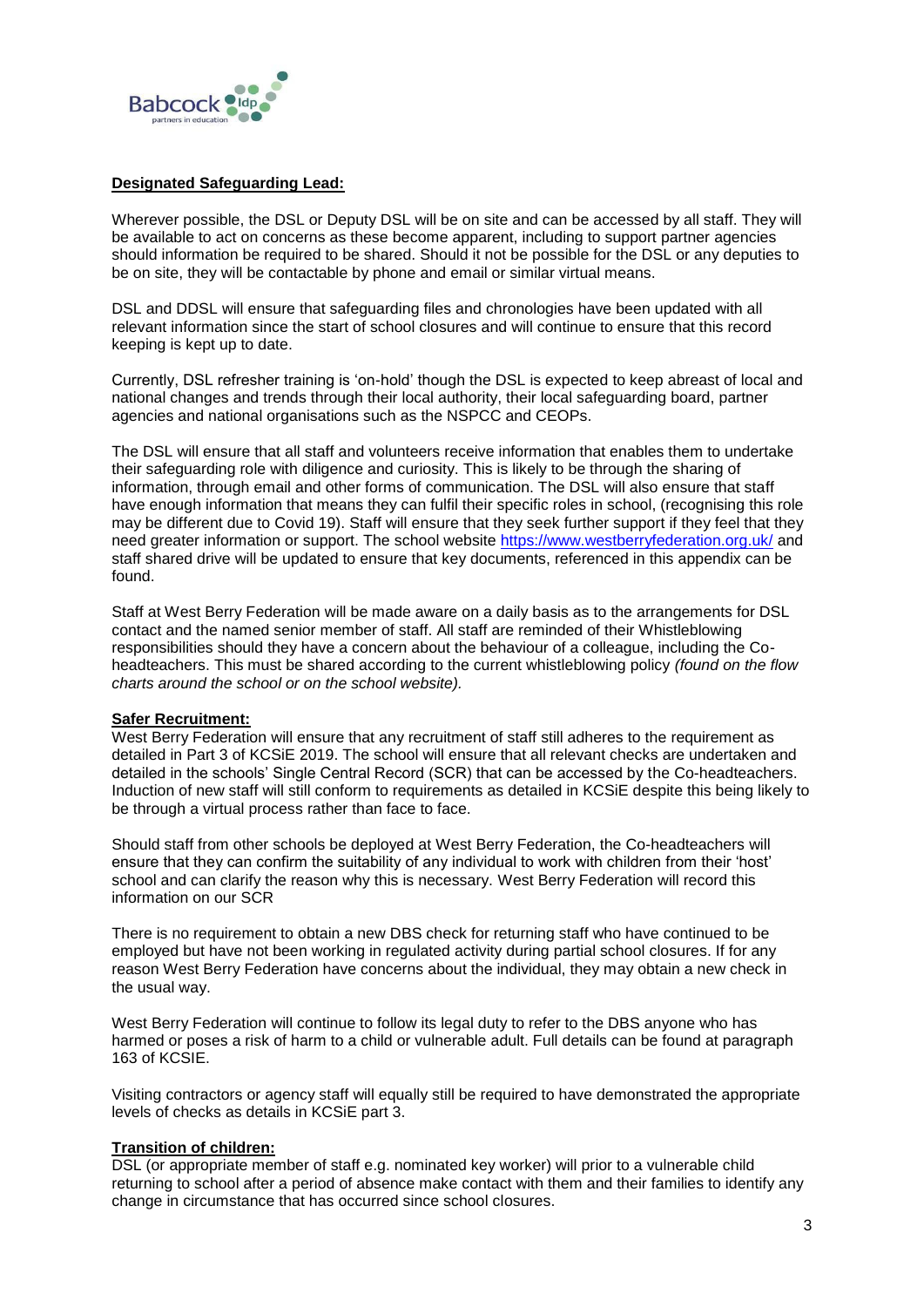**Designated Safeguarding Lead:**

Wherever possible, the DSL or Deputy DSL will be on site and can be accessed by all staff. They will be available to act on concerns as these become apparent, including to support partner agencies should information be required to be shared. Should it not be possible for the DSL or any deputies to be on site, they will be contactable by phone and email or similar virtual means.

DSL and DDSL will ensure that safeguarding files and chronologies have been updated with all relevant information since the start of school closures and will continue to ensure that this record keeping is kept up to date.

Currently, DSL refresher training is 'on-hold' though the DSL is expected to keep abreast of local and national changes and trends through their local authority, their local safeguarding board, partner agencies and national organisations such as the NSPCC and CEOPs.

The DSL will ensure that all staff and volunteers receive information that enables them to undertake their safeguarding role with diligence and curiosity. This is likely to be through the sharing of information, through email and other forms of communication. The DSL will also ensure that staff have enough information that means they can fulfil their specific roles in school, (recognising this role may be different due to Covid 19). Staff will ensure that they seek further support if they feel that they need greater information or support. The school website [https://www.westberryfederation.org.uk/](https://www.westberryfederation.org.uk/) and staff shared drive will be updated to ensure that key documents, referenced in this appendix can be found.

Staff at West Berry Federation will be made aware on a daily basis as to the arrangements for DSL contact and the named senior member of staff. All staff are reminded of their Whistleblowing responsibilities should they have a concern about the behaviour of a colleague, including the Co-headteachers. This must be shared according to the current whistleblowing policy *(found on the flow charts around the school or on the school website).*

**Safer Recruitment:**

West Berry Federation will ensure that any recruitment of staff still adheres to the requirement as detailed in Part 3 of KCSiE 2019. The school will ensure that all relevant checks are undertaken and detailed in the schools' Single Central Record (SCR) that can be accessed by the Co-headteachers. Induction of new staff will still conform to requirements as detailed in KCSiE despite this being likely to be through a virtual process rather than face to face.

Should staff from other schools be deployed at West Berry Federation, the Co-headteachers will ensure that they can confirm the suitability of any individual to work with children from their 'host' school and can clarify the reason why this is necessary. West Berry Federation will record this information on our SCR

There is no requirement to obtain a new DBS check for returning staff who have continued to be employed but have not been working in regulated activity during partial school closures. If for any reason West Berry Federation have concerns about the individual, they may obtain a new check in the usual way.

West Berry Federation will continue to follow its legal duty to refer to the DBS anyone who has harmed or poses a risk of harm to a child or vulnerable adult. Full details can be found at paragraph 163 of KCSIE.

Visiting contractors or agency staff will equally still be required to have demonstrated the appropriate levels of checks as details in KCSiE part 3.

**Transition of children:**

DSL (or appropriate member of staff e.g. nominated key worker) will prior to a vulnerable child returning to school after a period of absence make contact with them and their families to identify any change in circumstance that has occurred since school closures.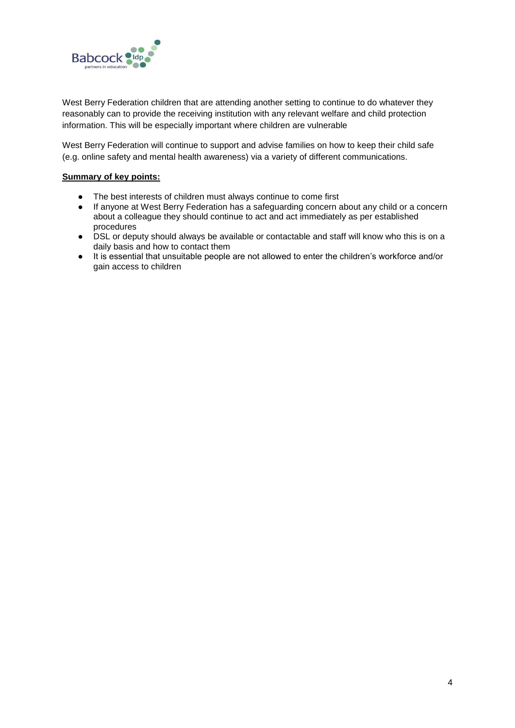West Berry Federation children that are attending another setting to continue to do whatever they reasonably can to provide the receiving institution with any relevant welfare and child protection information. This will be especially important where children are vulnerable

West Berry Federation will continue to support and advise families on how to keep their child safe (e.g. online safety and mental health awareness) via a variety of different communications.

**Summary of key points:**

- The best interests of children must always continue to come first
- If anyone at West Berry Federation has a safeguarding concern about any child or a concern about a colleague they should continue to act and act immediately as per established procedures
- DSL or deputy should always be available or contactable and staff will know who this is on a daily basis and how to contact them
- It is essential that unsuitable people are not allowed to enter the children's workforce and/or gain access to children